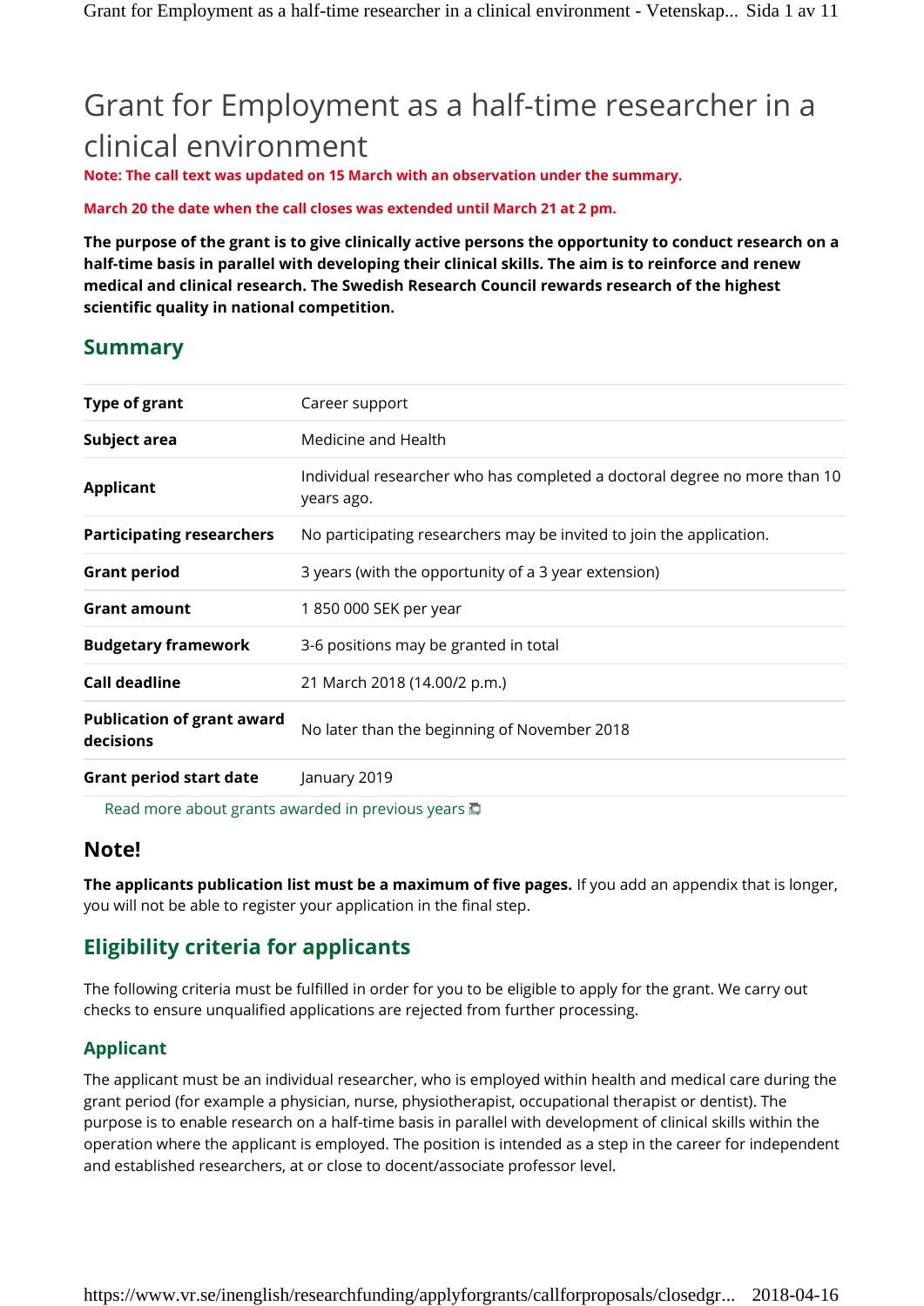# Grant for Employment as a half-time researcher in a clinical environment

**Note: The call text was updated on 15 March with an observation under the summary.**

**March 20 the date when the call closes was extended until March 21 at 2 pm.**

**The purpose of the grant is to give clinically active persons the opportunity to conduct research on a half-time basis in parallel with developing their clinical skills. The aim is to reinforce and renew medical and clinical research. The Swedish Research Council rewards research of the highest scientific quality in national competition.**

## Summary

| | |
|---|---|
| **Type of grant** | Career support |
| **Subject area** | Medicine and Health |
| **Applicant** | Individual researcher who has completed a doctoral degree no more than 10 years ago. |
| **Participating researchers** | No participating researchers may be invited to join the application. |
| **Grant period** | 3 years (with the opportunity of a 3 year extension) |
| **Grant amount** | 1 850 000 SEK per year |
| **Budgetary framework** | 3-6 positions may be granted in total |
| **Call deadline** | 21 March 2018 (14.00/2 p.m.) |
| **Publication of grant award decisions** | No later than the beginning of November 2018 |
| **Grant period start date** | January 2019 |

Read more about grants awarded in previous years

### Note!

**The applicants publication list must be a maximum of five pages.** If you add an appendix that is longer, you will not be able to register your application in the final step.

## Eligibility criteria for applicants

The following criteria must be fulfilled in order for you to be eligible to apply for the grant. We carry out checks to ensure unqualified applications are rejected from further processing.

### Applicant

The applicant must be an individual researcher, who is employed within health and medical care during the grant period (for example a physician, nurse, physiotherapist, occupational therapist or dentist). The purpose is to enable research on a half-time basis in parallel with development of clinical skills within the operation where the applicant is employed. The position is intended as a step in the career for independent and established researchers, at or close to docent/associate professor level.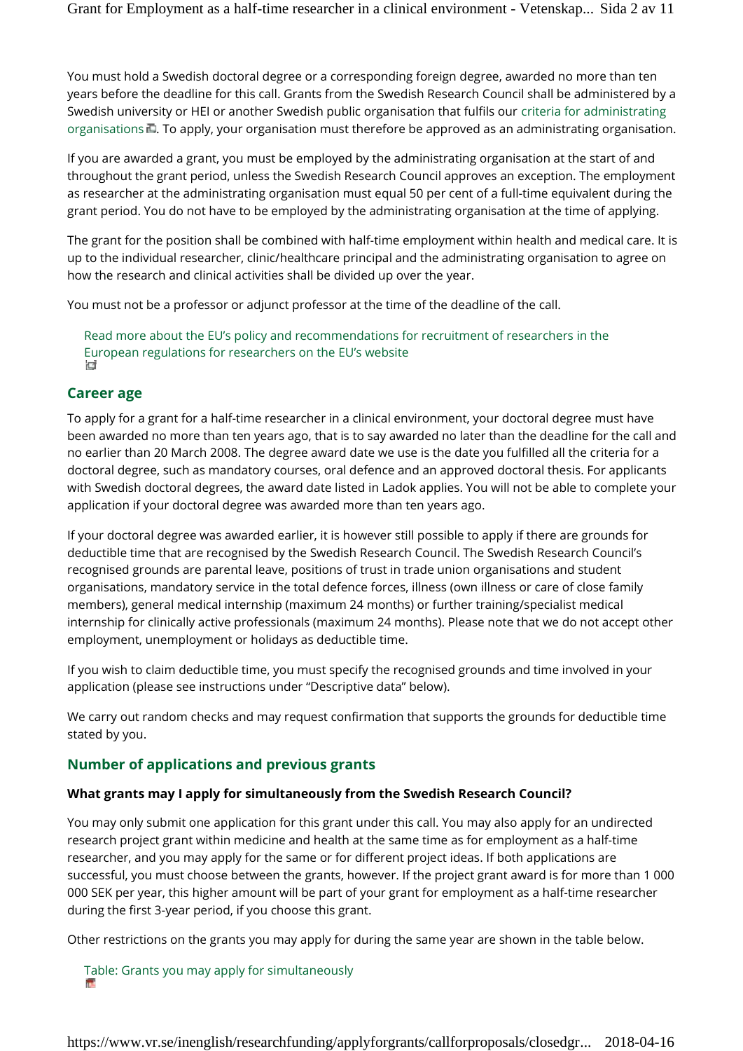You must hold a Swedish doctoral degree or a corresponding foreign degree, awarded no more than ten years before the deadline for this call. Grants from the Swedish Research Council shall be administered by a Swedish university or HEI or another Swedish public organisation that fulfils our criteria for administrating organisations. To apply, your organisation must therefore be approved as an administrating organisation.

If you are awarded a grant, you must be employed by the administrating organisation at the start of and throughout the grant period, unless the Swedish Research Council approves an exception. The employment as researcher at the administrating organisation must equal 50 per cent of a full-time equivalent during the grant period. You do not have to be employed by the administrating organisation at the time of applying.

The grant for the position shall be combined with half-time employment within health and medical care. It is up to the individual researcher, clinic/healthcare principal and the administrating organisation to agree on how the research and clinical activities shall be divided up over the year.

You must not be a professor or adjunct professor at the time of the deadline of the call.

Read more about the EU's policy and recommendations for recruitment of researchers in the European regulations for researchers on the EU's website

## Career age

To apply for a grant for a half-time researcher in a clinical environment, your doctoral degree must have been awarded no more than ten years ago, that is to say awarded no later than the deadline for the call and no earlier than 20 March 2008. The degree award date we use is the date you fulfilled all the criteria for a doctoral degree, such as mandatory courses, oral defence and an approved doctoral thesis. For applicants with Swedish doctoral degrees, the award date listed in Ladok applies. You will not be able to complete your application if your doctoral degree was awarded more than ten years ago.

If your doctoral degree was awarded earlier, it is however still possible to apply if there are grounds for deductible time that are recognised by the Swedish Research Council. The Swedish Research Council's recognised grounds are parental leave, positions of trust in trade union organisations and student organisations, mandatory service in the total defence forces, illness (own illness or care of close family members), general medical internship (maximum 24 months) or further training/specialist medical internship for clinically active professionals (maximum 24 months). Please note that we do not accept other employment, unemployment or holidays as deductible time.

If you wish to claim deductible time, you must specify the recognised grounds and time involved in your application (please see instructions under "Descriptive data" below).

We carry out random checks and may request confirmation that supports the grounds for deductible time stated by you.

## Number of applications and previous grants

### What grants may I apply for simultaneously from the Swedish Research Council?

You may only submit one application for this grant under this call. You may also apply for an undirected research project grant within medicine and health at the same time as for employment as a half-time researcher, and you may apply for the same or for different project ideas. If both applications are successful, you must choose between the grants, however. If the project grant award is for more than 1 000 000 SEK per year, this higher amount will be part of your grant for employment as a half-time researcher during the first 3-year period, if you choose this grant.

Other restrictions on the grants you may apply for during the same year are shown in the table below.

Table: Grants you may apply for simultaneously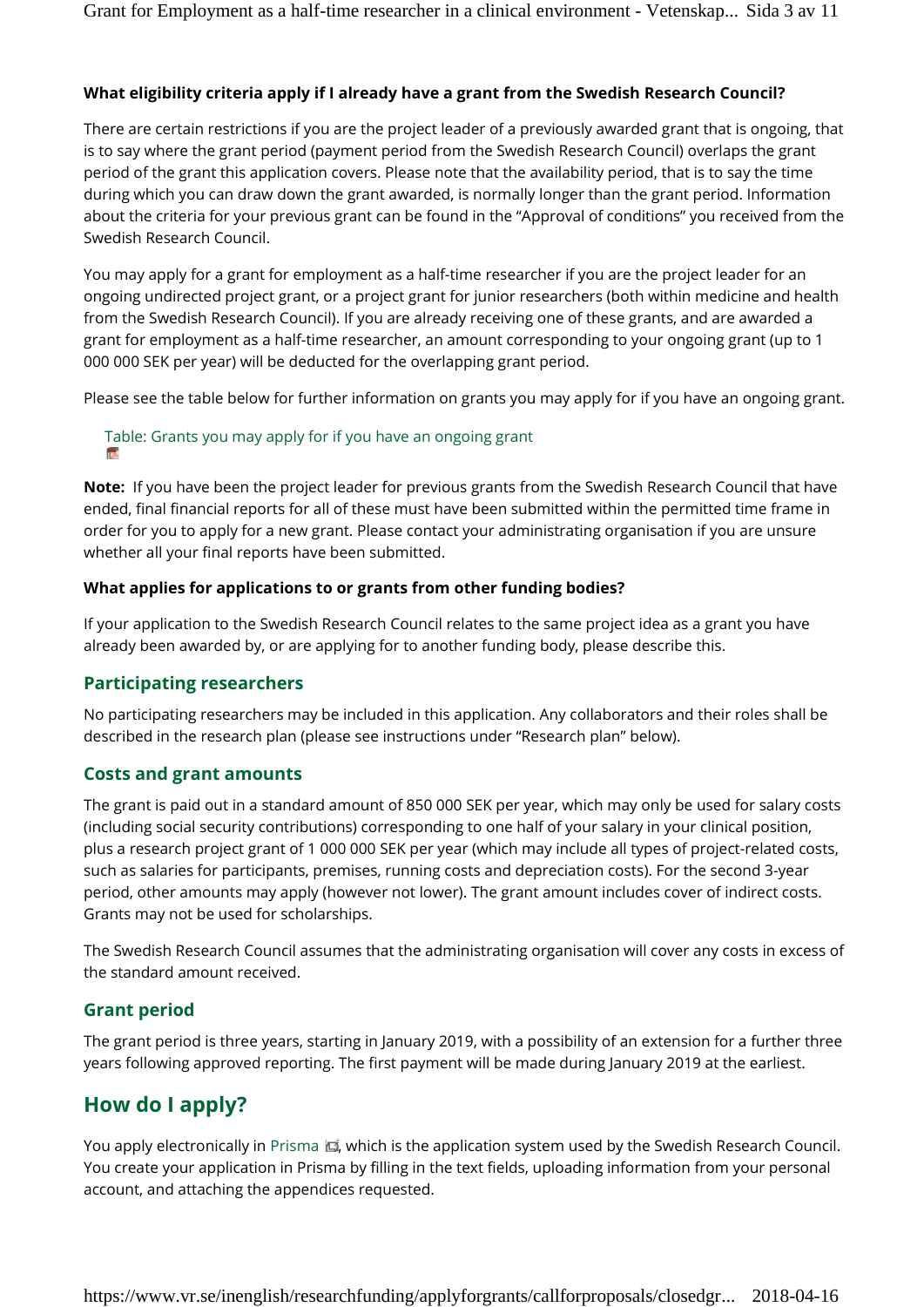**What eligibility criteria apply if I already have a grant from the Swedish Research Council?**

There are certain restrictions if you are the project leader of a previously awarded grant that is ongoing, that is to say where the grant period (payment period from the Swedish Research Council) overlaps the grant period of the grant this application covers. Please note that the availability period, that is to say the time during which you can draw down the grant awarded, is normally longer than the grant period. Information about the criteria for your previous grant can be found in the "Approval of conditions" you received from the Swedish Research Council.

You may apply for a grant for employment as a half-time researcher if you are the project leader for an ongoing undirected project grant, or a project grant for junior researchers (both within medicine and health from the Swedish Research Council). If you are already receiving one of these grants, and are awarded a grant for employment as a half-time researcher, an amount corresponding to your ongoing grant (up to 1 000 000 SEK per year) will be deducted for the overlapping grant period.

Please see the table below for further information on grants you may apply for if you have an ongoing grant.

Table: Grants you may apply for if you have an ongoing grant

**Note:** If you have been the project leader for previous grants from the Swedish Research Council that have ended, final financial reports for all of these must have been submitted within the permitted time frame in order for you to apply for a new grant. Please contact your administrating organisation if you are unsure whether all your final reports have been submitted.

**What applies for applications to or grants from other funding bodies?**

If your application to the Swedish Research Council relates to the same project idea as a grant you have already been awarded by, or are applying for to another funding body, please describe this.

### Participating researchers

No participating researchers may be included in this application. Any collaborators and their roles shall be described in the research plan (please see instructions under "Research plan" below).

### Costs and grant amounts

The grant is paid out in a standard amount of 850 000 SEK per year, which may only be used for salary costs (including social security contributions) corresponding to one half of your salary in your clinical position, plus a research project grant of 1 000 000 SEK per year (which may include all types of project-related costs, such as salaries for participants, premises, running costs and depreciation costs). For the second 3-year period, other amounts may apply (however not lower). The grant amount includes cover of indirect costs. Grants may not be used for scholarships.

The Swedish Research Council assumes that the administrating organisation will cover any costs in excess of the standard amount received.

### Grant period

The grant period is three years, starting in January 2019, with a possibility of an extension for a further three years following approved reporting. The first payment will be made during January 2019 at the earliest.

## How do I apply?

You apply electronically in Prisma, which is the application system used by the Swedish Research Council. You create your application in Prisma by filling in the text fields, uploading information from your personal account, and attaching the appendices requested.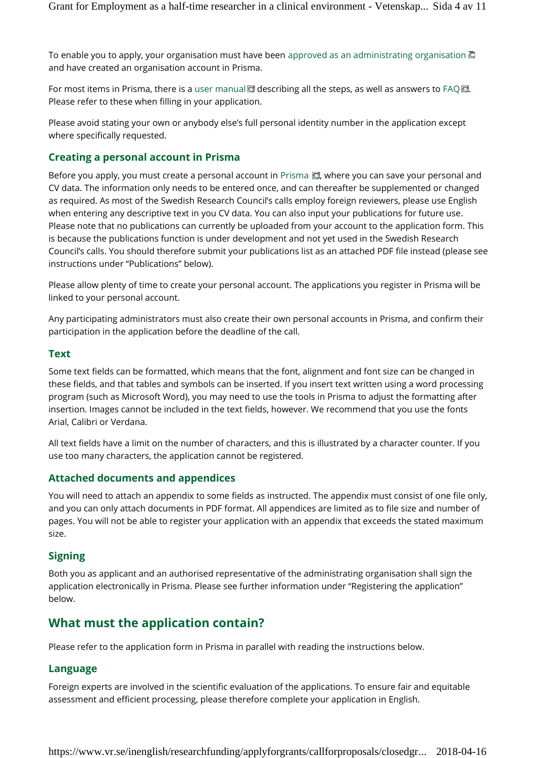To enable you to apply, your organisation must have been approved as an administrating organisation and have created an organisation account in Prisma.

For most items in Prisma, there is a user manual describing all the steps, as well as answers to FAQ. Please refer to these when filling in your application.

Please avoid stating your own or anybody else's full personal identity number in the application except where specifically requested.

### Creating a personal account in Prisma

Before you apply, you must create a personal account in Prisma, where you can save your personal and CV data. The information only needs to be entered once, and can thereafter be supplemented or changed as required. As most of the Swedish Research Council's calls employ foreign reviewers, please use English when entering any descriptive text in you CV data. You can also input your publications for future use. Please note that no publications can currently be uploaded from your account to the application form. This is because the publications function is under development and not yet used in the Swedish Research Council's calls. You should therefore submit your publications list as an attached PDF file instead (please see instructions under "Publications" below).

Please allow plenty of time to create your personal account. The applications you register in Prisma will be linked to your personal account.

Any participating administrators must also create their own personal accounts in Prisma, and confirm their participation in the application before the deadline of the call.

### Text

Some text fields can be formatted, which means that the font, alignment and font size can be changed in these fields, and that tables and symbols can be inserted. If you insert text written using a word processing program (such as Microsoft Word), you may need to use the tools in Prisma to adjust the formatting after insertion. Images cannot be included in the text fields, however. We recommend that you use the fonts Arial, Calibri or Verdana.

All text fields have a limit on the number of characters, and this is illustrated by a character counter. If you use too many characters, the application cannot be registered.

### Attached documents and appendices

You will need to attach an appendix to some fields as instructed. The appendix must consist of one file only, and you can only attach documents in PDF format. All appendices are limited as to file size and number of pages. You will not be able to register your application with an appendix that exceeds the stated maximum size.

### Signing

Both you as applicant and an authorised representative of the administrating organisation shall sign the application electronically in Prisma. Please see further information under "Registering the application" below.

## What must the application contain?

Please refer to the application form in Prisma in parallel with reading the instructions below.

### Language

Foreign experts are involved in the scientific evaluation of the applications. To ensure fair and equitable assessment and efficient processing, please therefore complete your application in English.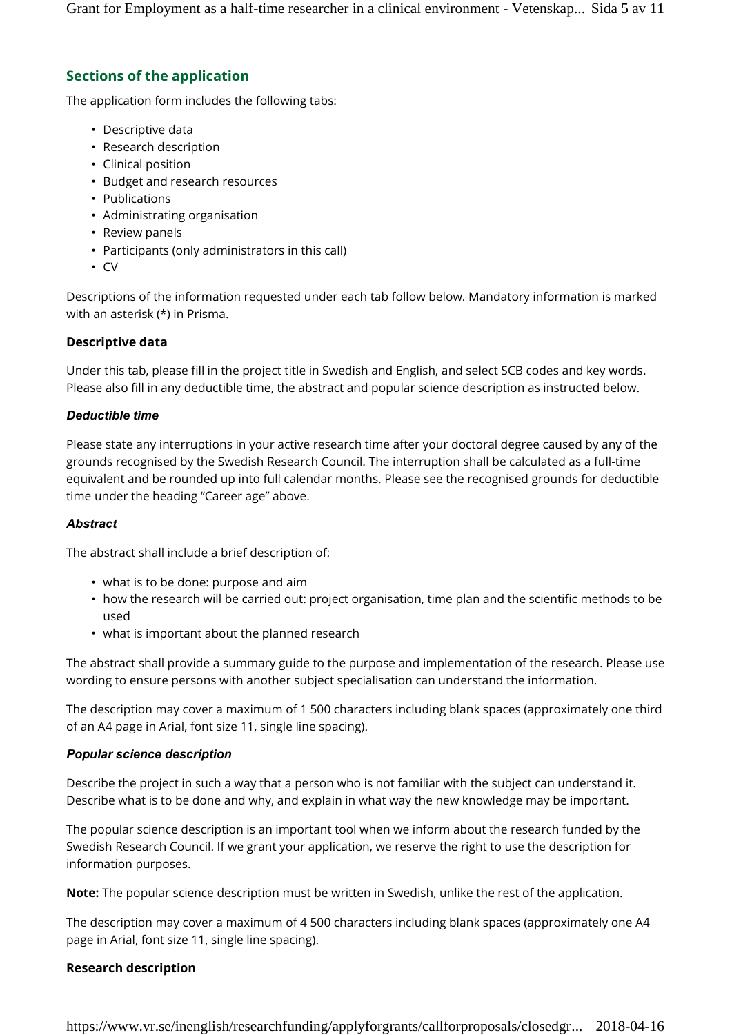## Sections of the application

The application form includes the following tabs:

- Descriptive data
- Research description
- Clinical position
- Budget and research resources
- Publications
- Administrating organisation
- Review panels
- Participants (only administrators in this call)
- CV

Descriptions of the information requested under each tab follow below. Mandatory information is marked with an asterisk (*) in Prisma.

### Descriptive data

Under this tab, please fill in the project title in Swedish and English, and select SCB codes and key words. Please also fill in any deductible time, the abstract and popular science description as instructed below.

#### *Deductible time*

Please state any interruptions in your active research time after your doctoral degree caused by any of the grounds recognised by the Swedish Research Council. The interruption shall be calculated as a full-time equivalent and be rounded up into full calendar months. Please see the recognised grounds for deductible time under the heading "Career age" above.

#### *Abstract*

The abstract shall include a brief description of:

- what is to be done: purpose and aim
- how the research will be carried out: project organisation, time plan and the scientific methods to be used
- what is important about the planned research

The abstract shall provide a summary guide to the purpose and implementation of the research. Please use wording to ensure persons with another subject specialisation can understand the information.

The description may cover a maximum of 1 500 characters including blank spaces (approximately one third of an A4 page in Arial, font size 11, single line spacing).

#### *Popular science description*

Describe the project in such a way that a person who is not familiar with the subject can understand it. Describe what is to be done and why, and explain in what way the new knowledge may be important.

The popular science description is an important tool when we inform about the research funded by the Swedish Research Council. If we grant your application, we reserve the right to use the description for information purposes.

**Note:** The popular science description must be written in Swedish, unlike the rest of the application.

The description may cover a maximum of 4 500 characters including blank spaces (approximately one A4 page in Arial, font size 11, single line spacing).

### Research description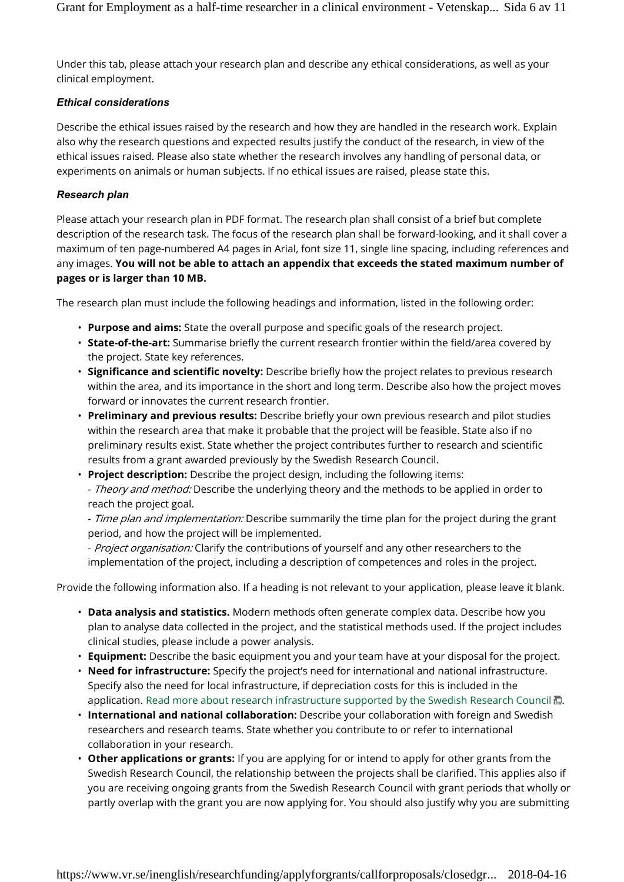Under this tab, please attach your research plan and describe any ethical considerations, as well as your clinical employment.

### *Ethical considerations*

Describe the ethical issues raised by the research and how they are handled in the research work. Explain also why the research questions and expected results justify the conduct of the research, in view of the ethical issues raised. Please also state whether the research involves any handling of personal data, or experiments on animals or human subjects. If no ethical issues are raised, please state this.

### *Research plan*

Please attach your research plan in PDF format. The research plan shall consist of a brief but complete description of the research task. The focus of the research plan shall be forward-looking, and it shall cover a maximum of ten page-numbered A4 pages in Arial, font size 11, single line spacing, including references and any images. **You will not be able to attach an appendix that exceeds the stated maximum number of pages or is larger than 10 MB.**

The research plan must include the following headings and information, listed in the following order:

- **Purpose and aims:** State the overall purpose and specific goals of the research project.
- **State-of-the-art:** Summarise briefly the current research frontier within the field/area covered by the project. State key references.
- **Significance and scientific novelty:** Describe briefly how the project relates to previous research within the area, and its importance in the short and long term. Describe also how the project moves forward or innovates the current research frontier.
- **Preliminary and previous results:** Describe briefly your own previous research and pilot studies within the research area that make it probable that the project will be feasible. State also if no preliminary results exist. State whether the project contributes further to research and scientific results from a grant awarded previously by the Swedish Research Council.
- **Project description:** Describe the project design, including the following items:
  - *Theory and method:* Describe the underlying theory and the methods to be applied in order to reach the project goal.
  - *Time plan and implementation:* Describe summarily the time plan for the project during the grant period, and how the project will be implemented.
  - *Project organisation:* Clarify the contributions of yourself and any other researchers to the implementation of the project, including a description of competences and roles in the project.

Provide the following information also. If a heading is not relevant to your application, please leave it blank.

- **Data analysis and statistics.** Modern methods often generate complex data. Describe how you plan to analyse data collected in the project, and the statistical methods used. If the project includes clinical studies, please include a power analysis.
- **Equipment:** Describe the basic equipment you and your team have at your disposal for the project.
- **Need for infrastructure:** Specify the project's need for international and national infrastructure. Specify also the need for local infrastructure, if depreciation costs for this is included in the application. Read more about research infrastructure supported by the Swedish Research Council.
- **International and national collaboration:** Describe your collaboration with foreign and Swedish researchers and research teams. State whether you contribute to or refer to international collaboration in your research.
- **Other applications or grants:** If you are applying for or intend to apply for other grants from the Swedish Research Council, the relationship between the projects shall be clarified. This applies also if you are receiving ongoing grants from the Swedish Research Council with grant periods that wholly or partly overlap with the grant you are now applying for. You should also justify why you are submitting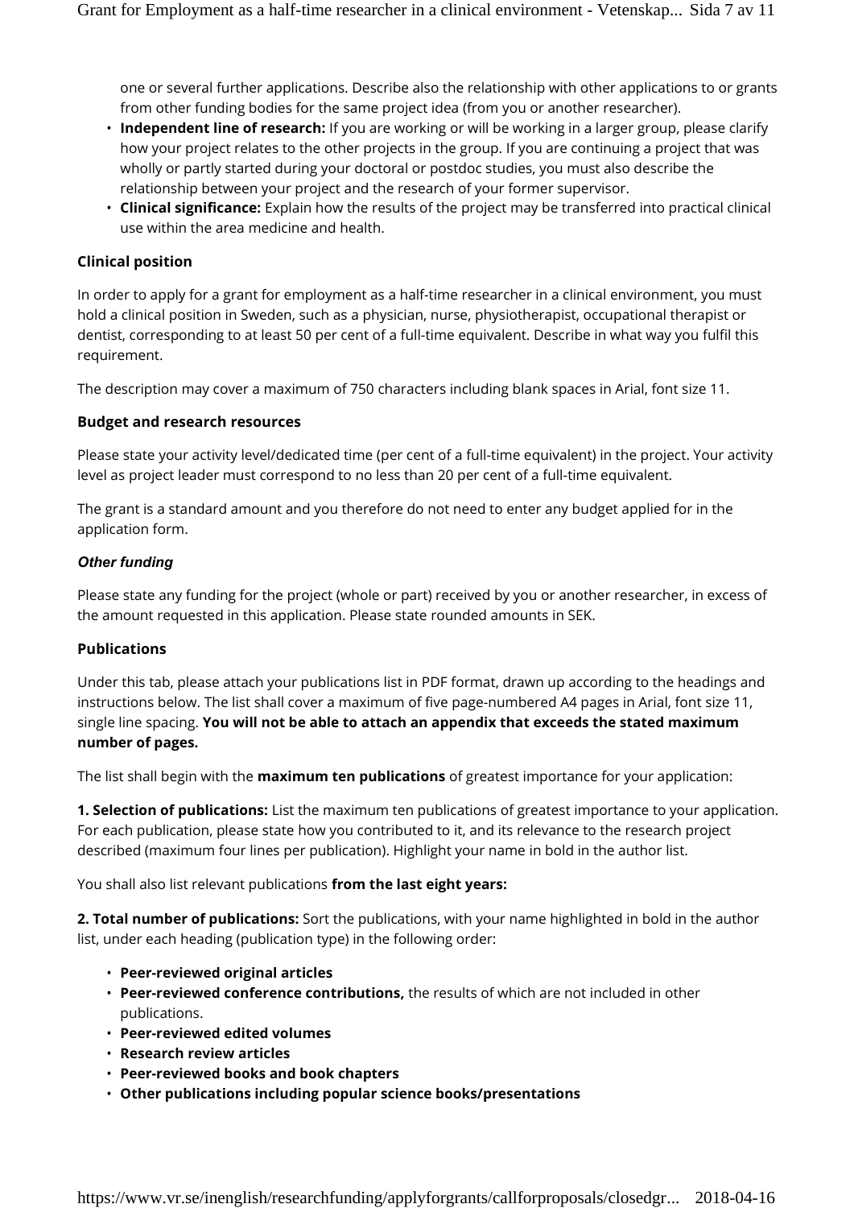one or several further applications. Describe also the relationship with other applications to or grants from other funding bodies for the same project idea (from you or another researcher).

- **Independent line of research:** If you are working or will be working in a larger group, please clarify how your project relates to the other projects in the group. If you are continuing a project that was wholly or partly started during your doctoral or postdoc studies, you must also describe the relationship between your project and the research of your former supervisor.
- **Clinical significance:** Explain how the results of the project may be transferred into practical clinical use within the area medicine and health.

### Clinical position

In order to apply for a grant for employment as a half-time researcher in a clinical environment, you must hold a clinical position in Sweden, such as a physician, nurse, physiotherapist, occupational therapist or dentist, corresponding to at least 50 per cent of a full-time equivalent. Describe in what way you fulfil this requirement.

The description may cover a maximum of 750 characters including blank spaces in Arial, font size 11.

### Budget and research resources

Please state your activity level/dedicated time (per cent of a full-time equivalent) in the project. Your activity level as project leader must correspond to no less than 20 per cent of a full-time equivalent.

The grant is a standard amount and you therefore do not need to enter any budget applied for in the application form.

#### *Other funding*

Please state any funding for the project (whole or part) received by you or another researcher, in excess of the amount requested in this application. Please state rounded amounts in SEK.

### Publications

Under this tab, please attach your publications list in PDF format, drawn up according to the headings and instructions below. The list shall cover a maximum of five page-numbered A4 pages in Arial, font size 11, single line spacing. **You will not be able to attach an appendix that exceeds the stated maximum number of pages.**

The list shall begin with the **maximum ten publications** of greatest importance for your application:

**1. Selection of publications:** List the maximum ten publications of greatest importance to your application. For each publication, please state how you contributed to it, and its relevance to the research project described (maximum four lines per publication). Highlight your name in bold in the author list.

You shall also list relevant publications **from the last eight years:**

**2. Total number of publications:** Sort the publications, with your name highlighted in bold in the author list, under each heading (publication type) in the following order:

- **Peer-reviewed original articles**
- **Peer-reviewed conference contributions,** the results of which are not included in other publications.
- **Peer-reviewed edited volumes**
- **Research review articles**
- **Peer-reviewed books and book chapters**
- **Other publications including popular science books/presentations**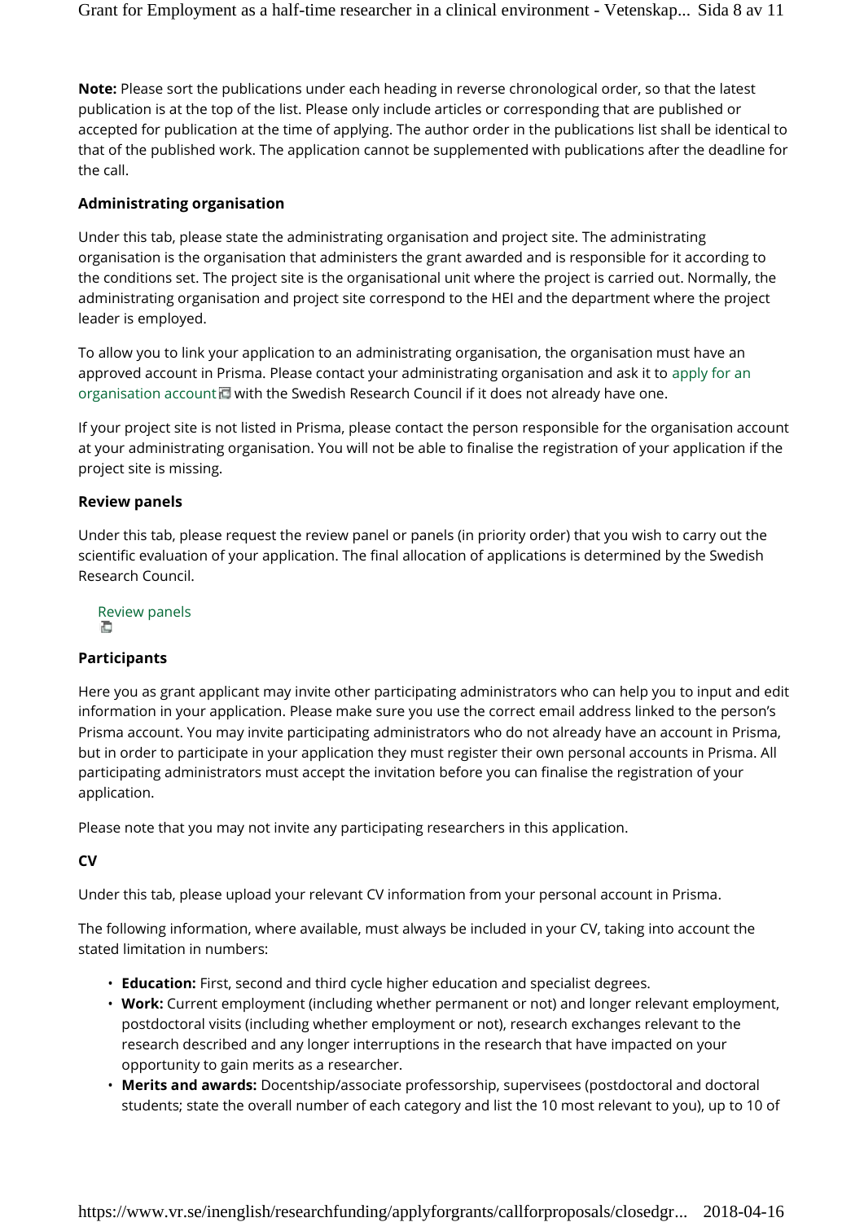**Note:** Please sort the publications under each heading in reverse chronological order, so that the latest publication is at the top of the list. Please only include articles or corresponding that are published or accepted for publication at the time of applying. The author order in the publications list shall be identical to that of the published work. The application cannot be supplemented with publications after the deadline for the call.

**Administrating organisation**

Under this tab, please state the administrating organisation and project site. The administrating organisation is the organisation that administers the grant awarded and is responsible for it according to the conditions set. The project site is the organisational unit where the project is carried out. Normally, the administrating organisation and project site correspond to the HEI and the department where the project leader is employed.

To allow you to link your application to an administrating organisation, the organisation must have an approved account in Prisma. Please contact your administrating organisation and ask it to apply for an organisation account with the Swedish Research Council if it does not already have one.

If your project site is not listed in Prisma, please contact the person responsible for the organisation account at your administrating organisation. You will not be able to finalise the registration of your application if the project site is missing.

**Review panels**

Under this tab, please request the review panel or panels (in priority order) that you wish to carry out the scientific evaluation of your application. The final allocation of applications is determined by the Swedish Research Council.

Review panels

**Participants**

Here you as grant applicant may invite other participating administrators who can help you to input and edit information in your application. Please make sure you use the correct email address linked to the person's Prisma account. You may invite participating administrators who do not already have an account in Prisma, but in order to participate in your application they must register their own personal accounts in Prisma. All participating administrators must accept the invitation before you can finalise the registration of your application.

Please note that you may not invite any participating researchers in this application.

**CV**

Under this tab, please upload your relevant CV information from your personal account in Prisma.

The following information, where available, must always be included in your CV, taking into account the stated limitation in numbers:

- **Education:** First, second and third cycle higher education and specialist degrees.
- **Work:** Current employment (including whether permanent or not) and longer relevant employment, postdoctoral visits (including whether employment or not), research exchanges relevant to the research described and any longer interruptions in the research that have impacted on your opportunity to gain merits as a researcher.
- **Merits and awards:** Docentship/associate professorship, supervisees (postdoctoral and doctoral students; state the overall number of each category and list the 10 most relevant to you), up to 10 of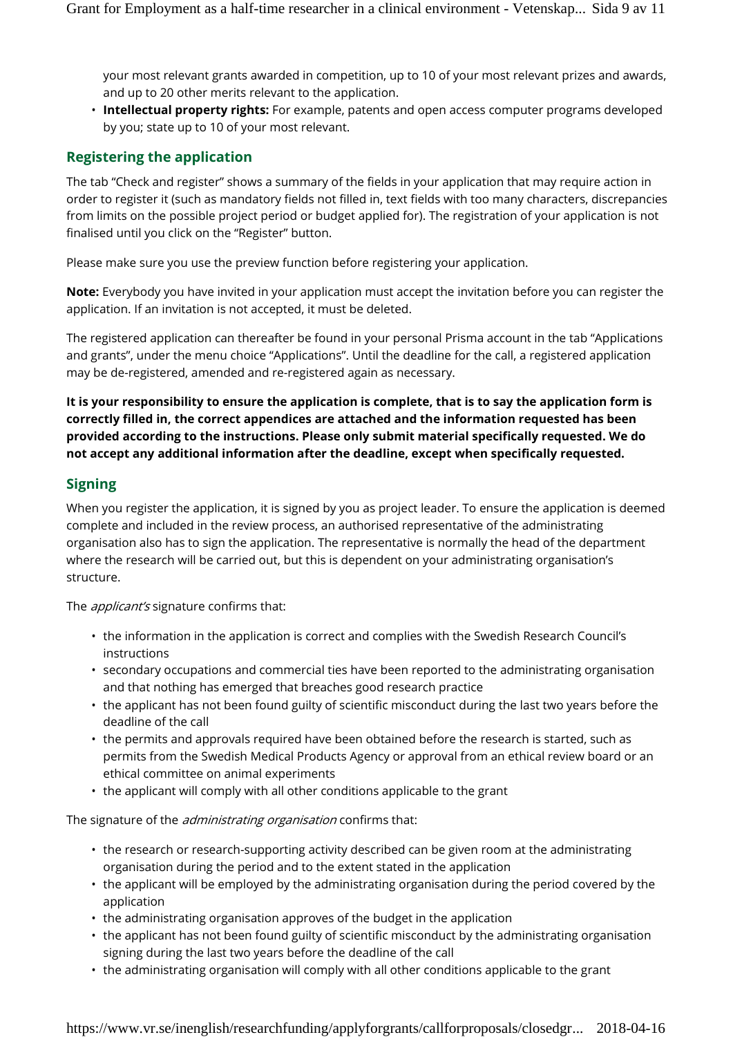your most relevant grants awarded in competition, up to 10 of your most relevant prizes and awards, and up to 20 other merits relevant to the application.

- **Intellectual property rights:** For example, patents and open access computer programs developed by you; state up to 10 of your most relevant.

## Registering the application

The tab "Check and register" shows a summary of the fields in your application that may require action in order to register it (such as mandatory fields not filled in, text fields with too many characters, discrepancies from limits on the possible project period or budget applied for). The registration of your application is not finalised until you click on the "Register" button.

Please make sure you use the preview function before registering your application.

**Note:** Everybody you have invited in your application must accept the invitation before you can register the application. If an invitation is not accepted, it must be deleted.

The registered application can thereafter be found in your personal Prisma account in the tab "Applications and grants", under the menu choice "Applications". Until the deadline for the call, a registered application may be de-registered, amended and re-registered again as necessary.

**It is your responsibility to ensure the application is complete, that is to say the application form is correctly filled in, the correct appendices are attached and the information requested has been provided according to the instructions. Please only submit material specifically requested. We do not accept any additional information after the deadline, except when specifically requested.**

## Signing

When you register the application, it is signed by you as project leader. To ensure the application is deemed complete and included in the review process, an authorised representative of the administrating organisation also has to sign the application. The representative is normally the head of the department where the research will be carried out, but this is dependent on your administrating organisation's structure.

The *applicant's* signature confirms that:

- the information in the application is correct and complies with the Swedish Research Council's instructions
- secondary occupations and commercial ties have been reported to the administrating organisation and that nothing has emerged that breaches good research practice
- the applicant has not been found guilty of scientific misconduct during the last two years before the deadline of the call
- the permits and approvals required have been obtained before the research is started, such as permits from the Swedish Medical Products Agency or approval from an ethical review board or an ethical committee on animal experiments
- the applicant will comply with all other conditions applicable to the grant

The signature of the *administrating organisation* confirms that:

- the research or research-supporting activity described can be given room at the administrating organisation during the period and to the extent stated in the application
- the applicant will be employed by the administrating organisation during the period covered by the application
- the administrating organisation approves of the budget in the application
- the applicant has not been found guilty of scientific misconduct by the administrating organisation signing during the last two years before the deadline of the call
- the administrating organisation will comply with all other conditions applicable to the grant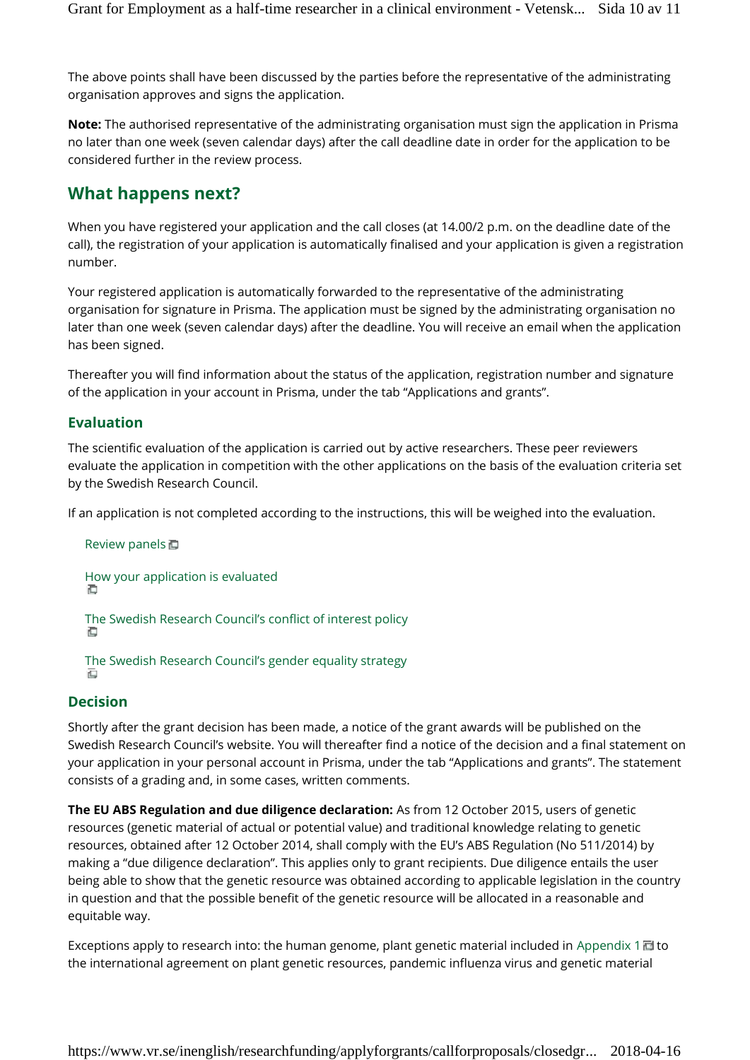The above points shall have been discussed by the parties before the representative of the administrating organisation approves and signs the application.

**Note:** The authorised representative of the administrating organisation must sign the application in Prisma no later than one week (seven calendar days) after the call deadline date in order for the application to be considered further in the review process.

## What happens next?

When you have registered your application and the call closes (at 14.00/2 p.m. on the deadline date of the call), the registration of your application is automatically finalised and your application is given a registration number.

Your registered application is automatically forwarded to the representative of the administrating organisation for signature in Prisma. The application must be signed by the administrating organisation no later than one week (seven calendar days) after the deadline. You will receive an email when the application has been signed.

Thereafter you will find information about the status of the application, registration number and signature of the application in your account in Prisma, under the tab "Applications and grants".

### Evaluation

The scientific evaluation of the application is carried out by active researchers. These peer reviewers evaluate the application in competition with the other applications on the basis of the evaluation criteria set by the Swedish Research Council.

If an application is not completed according to the instructions, this will be weighed into the evaluation.

- Review panels
- How your application is evaluated
- The Swedish Research Council's conflict of interest policy
- The Swedish Research Council's gender equality strategy

### Decision

Shortly after the grant decision has been made, a notice of the grant awards will be published on the Swedish Research Council's website. You will thereafter find a notice of the decision and a final statement on your application in your personal account in Prisma, under the tab "Applications and grants". The statement consists of a grading and, in some cases, written comments.

**The EU ABS Regulation and due diligence declaration:** As from 12 October 2015, users of genetic resources (genetic material of actual or potential value) and traditional knowledge relating to genetic resources, obtained after 12 October 2014, shall comply with the EU's ABS Regulation (No 511/2014) by making a "due diligence declaration". This applies only to grant recipients. Due diligence entails the user being able to show that the genetic resource was obtained according to applicable legislation in the country in question and that the possible benefit of the genetic resource will be allocated in a reasonable and equitable way.

Exceptions apply to research into: the human genome, plant genetic material included in Appendix 1 to the international agreement on plant genetic resources, pandemic influenza virus and genetic material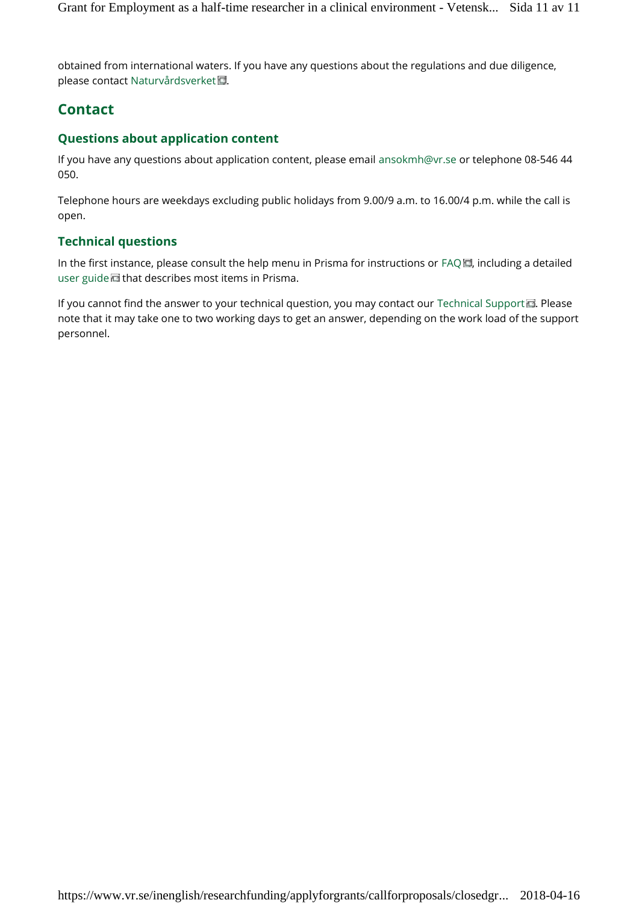obtained from international waters. If you have any questions about the regulations and due diligence, please contact Naturvårdsverket.

## Contact

### Questions about application content

If you have any questions about application content, please email ansokmh@vr.se or telephone 08-546 44 050.

Telephone hours are weekdays excluding public holidays from 9.00/9 a.m. to 16.00/4 p.m. while the call is open.

### Technical questions

In the first instance, please consult the help menu in Prisma for instructions or FAQ, including a detailed user guide that describes most items in Prisma.

If you cannot find the answer to your technical question, you may contact our Technical Support. Please note that it may take one to two working days to get an answer, depending on the work load of the support personnel.